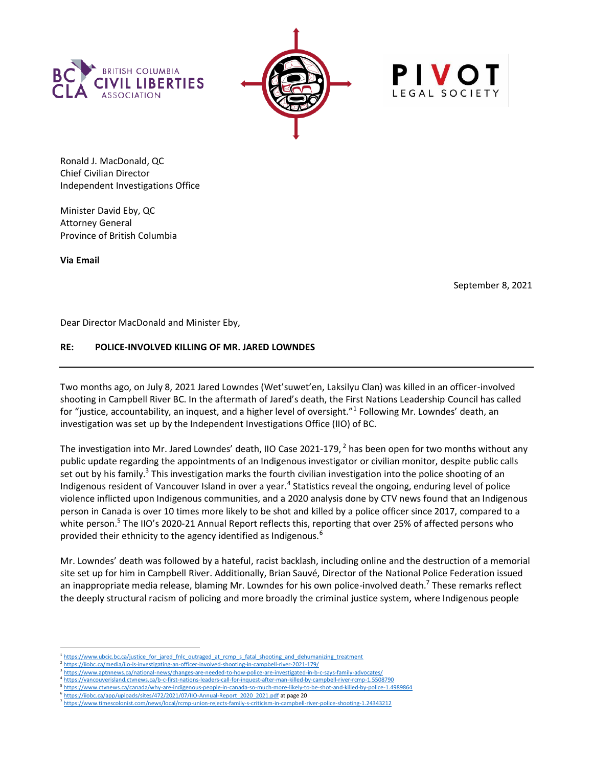Ronald J. MacDonald, QC
Chief Civilian Director
Independent Investigations Office

Minister David Eby, QC
Attorney General
Province of British Columbia

**Via Email**

September 8, 2021

Dear Director MacDonald and Minister Eby,

**RE: POLICE-INVOLVED KILLING OF MR. JARED LOWNDES**

---

Two months ago, on July 8, 2021 Jared Lowndes (Wet'suwet'en, Laksilyu Clan) was killed in an officer-involved shooting in Campbell River BC. In the aftermath of Jared's death, the First Nations Leadership Council has called for "justice, accountability, an inquest, and a higher level of oversight."[1] Following Mr. Lowndes' death, an investigation was set up by the Independent Investigations Office (IIO) of BC.

The investigation into Mr. Jared Lowndes' death, IIO Case 2021-179,[2] has been open for two months without any public update regarding the appointments of an Indigenous investigator or civilian monitor, despite public calls set out by his family.[3] This investigation marks the fourth civilian investigation into the police shooting of an Indigenous resident of Vancouver Island in over a year.[4] Statistics reveal the ongoing, enduring level of police violence inflicted upon Indigenous communities, and a 2020 analysis done by CTV news found that an Indigenous person in Canada is over 10 times more likely to be shot and killed by a police officer since 2017, compared to a white person.[5] The IIO's 2020-21 Annual Report reflects this, reporting that over 25% of affected persons who provided their ethnicity to the agency identified as Indigenous.[6]

Mr. Lowndes' death was followed by a hateful, racist backlash, including online and the destruction of a memorial site set up for him in Campbell River. Additionally, Brian Sauvé, Director of the National Police Federation issued an inappropriate media release, blaming Mr. Lowndes for his own police-involved death.[7] These remarks reflect the deeply structural racism of policing and more broadly the criminal justice system, where Indigenous people

---

[1] https://www.ubcic.bc.ca/justice_for_jared_fnlc_outraged_at_rcmp_s_fatal_shooting_and_dehumanizing_treatment

[2] https://iiobc.ca/media/iio-is-investigating-an-officer-involved-shooting-in-campbell-river-2021-179/

[3] https://www.aptnnews.ca/national-news/changes-are-needed-to-how-police-are-investigated-in-b-c-says-family-advocates/

[4] https://vancouverisland.ctvnews.ca/b-c-first-nations-leaders-call-for-inquest-after-man-killed-by-campbell-river-rcmp-1.5508790

[5] https://www.ctvnews.ca/canada/why-are-indigenous-people-in-canada-so-much-more-likely-to-be-shot-and-killed-by-police-1.4989864

[6] https://iiobc.ca/app/uploads/sites/472/2021/07/IIO-Annual-Report_2020_2021.pdf at page 20

[7] https://www.timescolonist.com/news/local/rcmp-union-rejects-family-s-criticism-in-campbell-river-police-shooting-1.24343212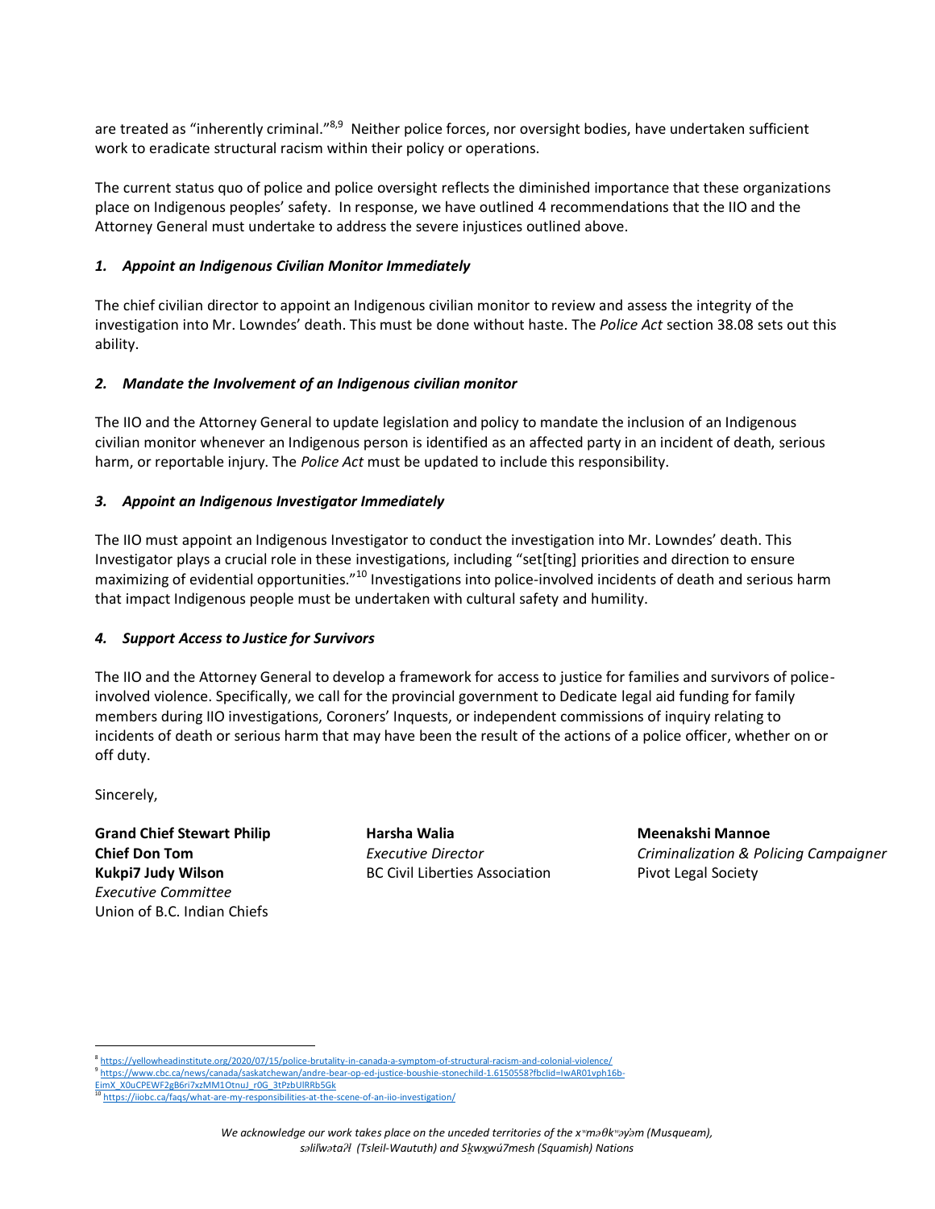are treated as "inherently criminal."[8,9] Neither police forces, nor oversight bodies, have undertaken sufficient work to eradicate structural racism within their policy or operations.

The current status quo of police and police oversight reflects the diminished importance that these organizations place on Indigenous peoples' safety. In response, we have outlined 4 recommendations that the IIO and the Attorney General must undertake to address the severe injustices outlined above.

### *1. Appoint an Indigenous Civilian Monitor Immediately*

The chief civilian director to appoint an Indigenous civilian monitor to review and assess the integrity of the investigation into Mr. Lowndes' death. This must be done without haste. The *Police Act* section 38.08 sets out this ability.

### *2. Mandate the Involvement of an Indigenous civilian monitor*

The IIO and the Attorney General to update legislation and policy to mandate the inclusion of an Indigenous civilian monitor whenever an Indigenous person is identified as an affected party in an incident of death, serious harm, or reportable injury. The *Police Act* must be updated to include this responsibility.

### *3. Appoint an Indigenous Investigator Immediately*

The IIO must appoint an Indigenous Investigator to conduct the investigation into Mr. Lowndes' death. This Investigator plays a crucial role in these investigations, including "set[ting] priorities and direction to ensure maximizing of evidential opportunities."[10] Investigations into police-involved incidents of death and serious harm that impact Indigenous people must be undertaken with cultural safety and humility.

### *4. Support Access to Justice for Survivors*

The IIO and the Attorney General to develop a framework for access to justice for families and survivors of police-involved violence. Specifically, we call for the provincial government to Dedicate legal aid funding for family members during IIO investigations, Coroners' Inquests, or independent commissions of inquiry relating to incidents of death or serious harm that may have been the result of the actions of a police officer, whether on or off duty.

Sincerely,

**Grand Chief Stewart Philip**
**Chief Don Tom**
**Kukpi7 Judy Wilson**
*Executive Committee*
Union of B.C. Indian Chiefs

**Harsha Walia**
*Executive Director*
BC Civil Liberties Association

**Meenakshi Mannoe**
*Criminalization & Policing Campaigner*
Pivot Legal Society

---

[8] https://yellowheadinstitute.org/2020/07/15/police-brutality-in-canada-a-symptom-of-structural-racism-and-colonial-violence/

[9] https://www.cbc.ca/news/canada/saskatchewan/andre-bear-op-ed-justice-boushie-stonechild-1.6150558?fbclid=IwAR01vph16b-EimX_X0uCPEWF2gB6ri7xzMM1OtnuJ_r0G_3tPzbUlRRb5Gk

[10] https://iiobc.ca/faqs/what-are-my-responsibilities-at-the-scene-of-an-iio-investigation/

*We acknowledge our work takes place on the unceded territories of the xʷməθkʷəy̓əm (Musqueam), səlilwətaɬ (Tsleil-Waututh) and Sḵwx̱wú7mesh (Squamish) Nations*